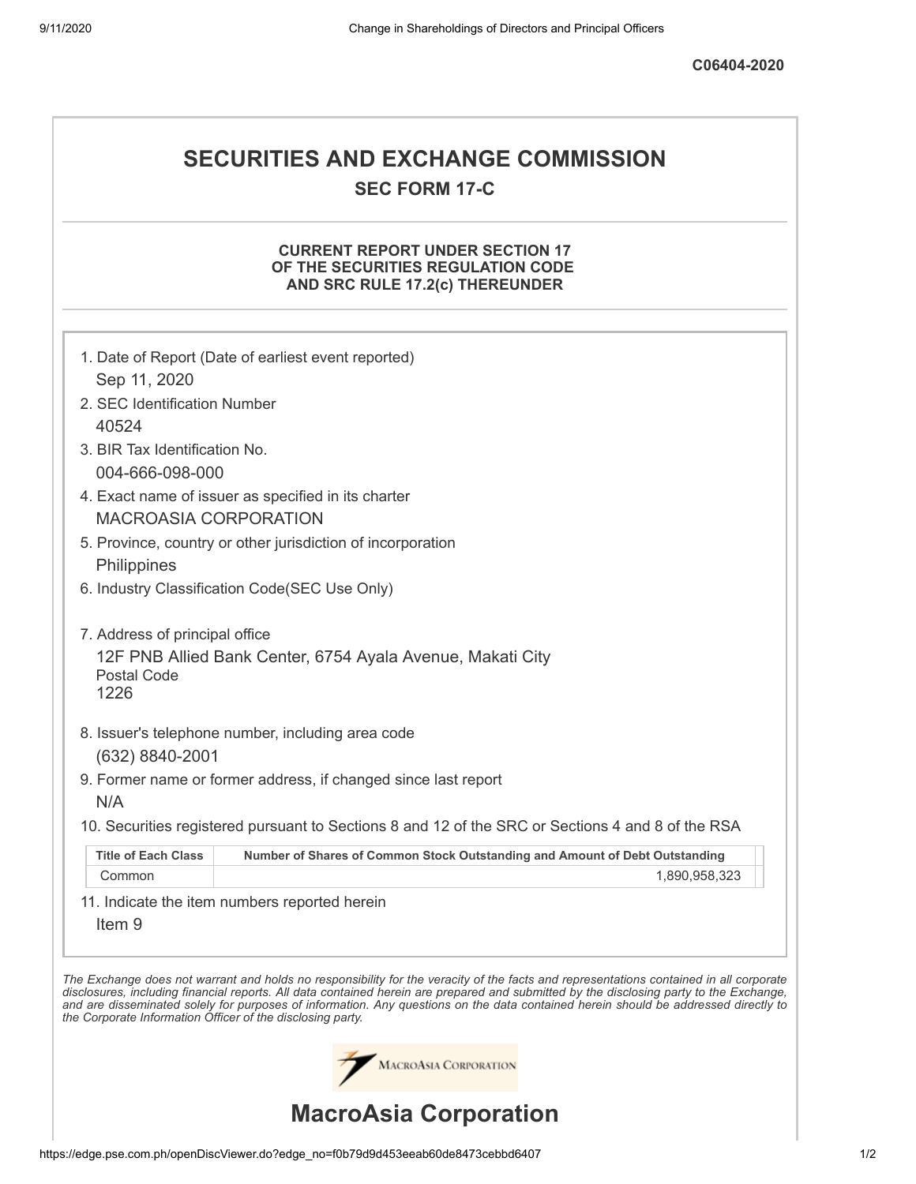C06404-2020

# SECURITIES AND EXCHANGE COMMISSION

## SEC FORM 17-C

### CURRENT REPORT UNDER SECTION 17 OF THE SECURITIES REGULATION CODE AND SRC RULE 17.2(c) THEREUNDER

1. Date of Report (Date of earliest event reported)
   Sep 11, 2020
2. SEC Identification Number
   40524
3. BIR Tax Identification No.
   004-666-098-000
4. Exact name of issuer as specified in its charter
   MACROASIA CORPORATION
5. Province, country or other jurisdiction of incorporation
   Philippines
6. Industry Classification Code(SEC Use Only)

7. Address of principal office
   12F PNB Allied Bank Center, 6754 Ayala Avenue, Makati City
   Postal Code
   1226
8. Issuer's telephone number, including area code
   (632) 8840-2001
9. Former name or former address, if changed since last report
   N/A
10. Securities registered pursuant to Sections 8 and 12 of the SRC or Sections 4 and 8 of the RSA

| Title of Each Class | Number of Shares of Common Stock Outstanding and Amount of Debt Outstanding |
|---|---|
| Common | 1,890,958,323 |

11. Indicate the item numbers reported herein
    Item 9

*The Exchange does not warrant and holds no responsibility for the veracity of the facts and representations contained in all corporate disclosures, including financial reports. All data contained herein are prepared and submitted by the disclosing party to the Exchange, and are disseminated solely for purposes of information. Any questions on the data contained herein should be addressed directly to the Corporate Information Officer of the disclosing party.*

# MacroAsia Corporation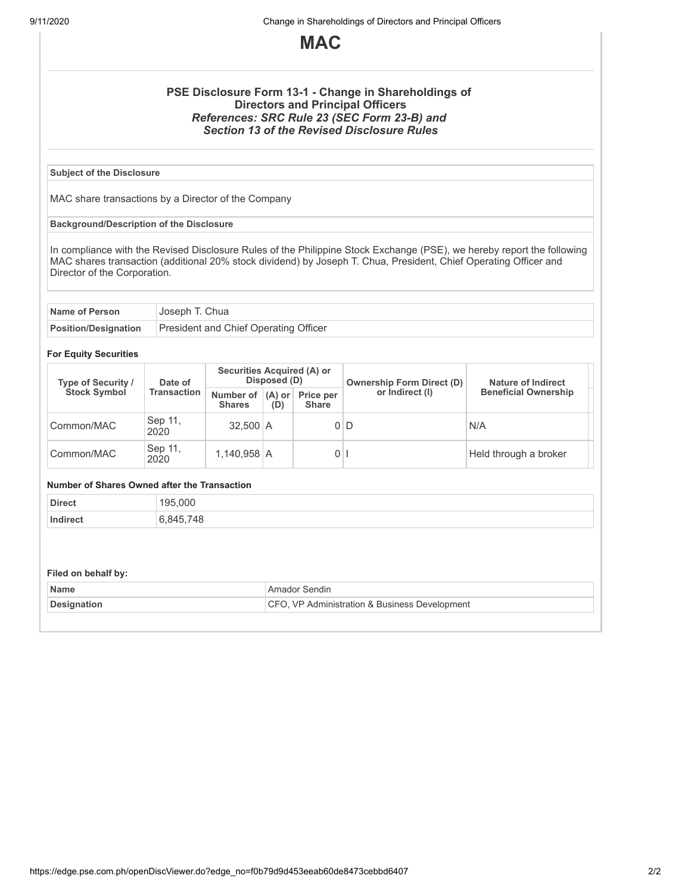# MAC

### PSE Disclosure Form 13-1 - Change in Shareholdings of Directors and Principal Officers

***References: SRC Rule 23 (SEC Form 23-B) and Section 13 of the Revised Disclosure Rules***

**Subject of the Disclosure**

MAC share transactions by a Director of the Company

**Background/Description of the Disclosure**

In compliance with the Revised Disclosure Rules of the Philippine Stock Exchange (PSE), we hereby report the following MAC shares transaction (additional 20% stock dividend) by Joseph T. Chua, President, Chief Operating Officer and Director of the Corporation.

| | |
|---|---|
| **Name of Person** | Joseph T. Chua |
| **Position/Designation** | President and Chief Operating Officer |

**For Equity Securities**

| Type of Security / Stock Symbol | Date of Transaction | Securities Acquired (A) or Disposed (D) | | | Ownership Form Direct (D) or Indirect (I) | Nature of Indirect Beneficial Ownership |
|---|---|---|---|---|---|---|
| | | Number of Shares | (A) or (D) | Price per Share | | |
| Common/MAC | Sep 11, 2020 | 32,500 | A | 0 | D | N/A |
| Common/MAC | Sep 11, 2020 | 1,140,958 | A | 0 | I | Held through a broker |

**Number of Shares Owned after the Transaction**

| | |
|---|---|
| **Direct** | 195,000 |
| **Indirect** | 6,845,748 |

**Filed on behalf by:**

| | |
|---|---|
| **Name** | Amador Sendin |
| **Designation** | CFO, VP Administration & Business Development |